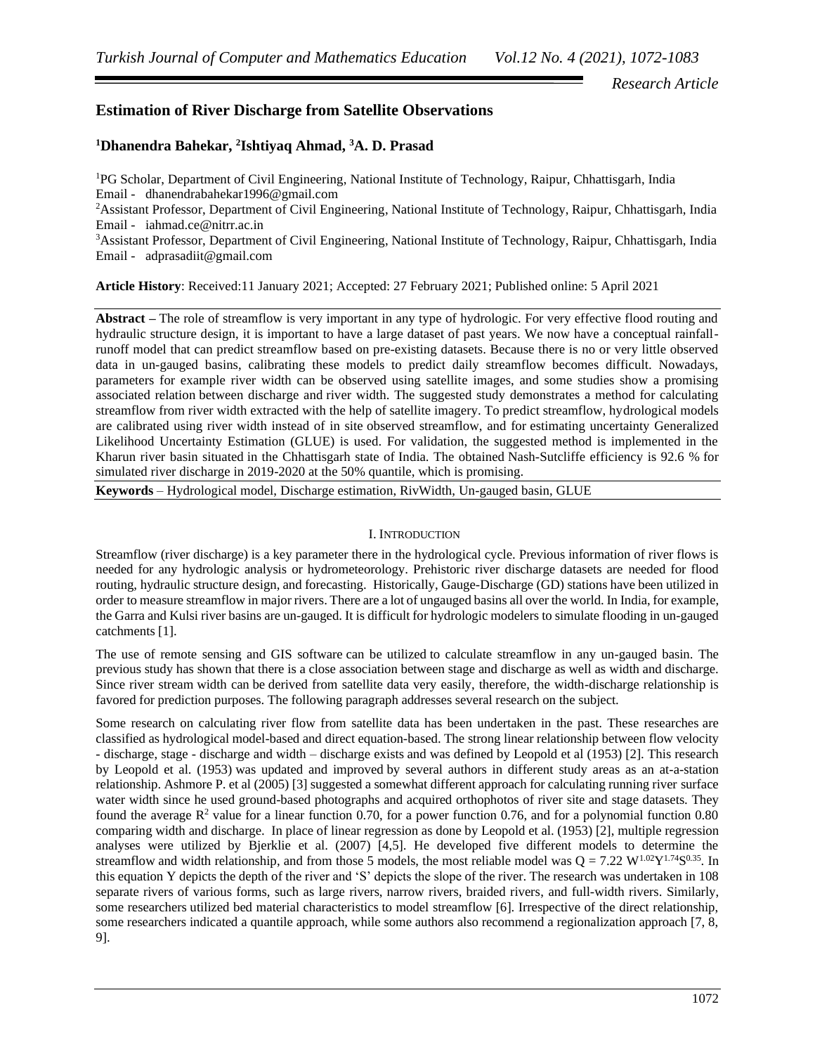*Research Article*

# Estimation of River Discharge from Satellite Observations

**[1]Dhanendra Bahekar, [2]Ishtiyaq Ahmad, [3]A. D. Prasad**

[1]PG Scholar, Department of Civil Engineering, National Institute of Technology, Raipur, Chhattisgarh, India
Email - dhanendrabahekar1996@gmail.com

[2]Assistant Professor, Department of Civil Engineering, National Institute of Technology, Raipur, Chhattisgarh, India
Email - iahmad.ce@nitrr.ac.in

[3]Assistant Professor, Department of Civil Engineering, National Institute of Technology, Raipur, Chhattisgarh, India
Email - adprasadiit@gmail.com

**Article History**: Received:11 January 2021; Accepted: 27 February 2021; Published online: 5 April 2021

**Abstract –** The role of streamflow is very important in any type of hydrologic. For very effective flood routing and hydraulic structure design, it is important to have a large dataset of past years. We now have a conceptual rainfall-runoff model that can predict streamflow based on pre-existing datasets. Because there is no or very little observed data in un-gauged basins, calibrating these models to predict daily streamflow becomes difficult. Nowadays, parameters for example river width can be observed using satellite images, and some studies show a promising associated relation between discharge and river width. The suggested study demonstrates a method for calculating streamflow from river width extracted with the help of satellite imagery. To predict streamflow, hydrological models are calibrated using river width instead of in site observed streamflow, and for estimating uncertainty Generalized Likelihood Uncertainty Estimation (GLUE) is used. For validation, the suggested method is implemented in the Kharun river basin situated in the Chhattisgarh state of India. The obtained Nash-Sutcliffe efficiency is 92.6 % for simulated river discharge in 2019-2020 at the 50% quantile, which is promising.

**Keywords** – Hydrological model, Discharge estimation, RivWidth, Un-gauged basin, GLUE

## I. Introduction

Streamflow (river discharge) is a key parameter there in the hydrological cycle. Previous information of river flows is needed for any hydrologic analysis or hydrometeorology. Prehistoric river discharge datasets are needed for flood routing, hydraulic structure design, and forecasting. Historically, Gauge-Discharge (GD) stations have been utilized in order to measure streamflow in major rivers. There are a lot of ungauged basins all over the world. In India, for example, the Garra and Kulsi river basins are un-gauged. It is difficult for hydrologic modelers to simulate flooding in un-gauged catchments [1].

The use of remote sensing and GIS software can be utilized to calculate streamflow in any un-gauged basin. The previous study has shown that there is a close association between stage and discharge as well as width and discharge. Since river stream width can be derived from satellite data very easily, therefore, the width-discharge relationship is favored for prediction purposes. The following paragraph addresses several research on the subject.

Some research on calculating river flow from satellite data has been undertaken in the past. These researches are classified as hydrological model-based and direct equation-based. The strong linear relationship between flow velocity - discharge, stage - discharge and width – discharge exists and was defined by Leopold et al (1953) [2]. This research by Leopold et al. (1953) was updated and improved by several authors in different study areas as an at-a-station relationship. Ashmore P. et al (2005) [3] suggested a somewhat different approach for calculating running river surface water width since he used ground-based photographs and acquired orthophotos of river site and stage datasets. They found the average $R^2$ value for a linear function 0.70, for a power function 0.76, and for a polynomial function 0.80 comparing width and discharge. In place of linear regression as done by Leopold et al. (1953) [2], multiple regression analyses were utilized by Bjerklie et al. (2007) [4,5]. He developed five different models to determine the streamflow and width relationship, and from those 5 models, the most reliable model was $Q = 7.22\, W^{1.02} Y^{1.74} S^{0.35}$. In this equation Y depicts the depth of the river and 'S' depicts the slope of the river. The research was undertaken in 108 separate rivers of various forms, such as large rivers, narrow rivers, braided rivers, and full-width rivers. Similarly, some researchers utilized bed material characteristics to model streamflow [6]. Irrespective of the direct relationship, some researchers indicated a quantile approach, while some authors also recommend a regionalization approach [7, 8, 9].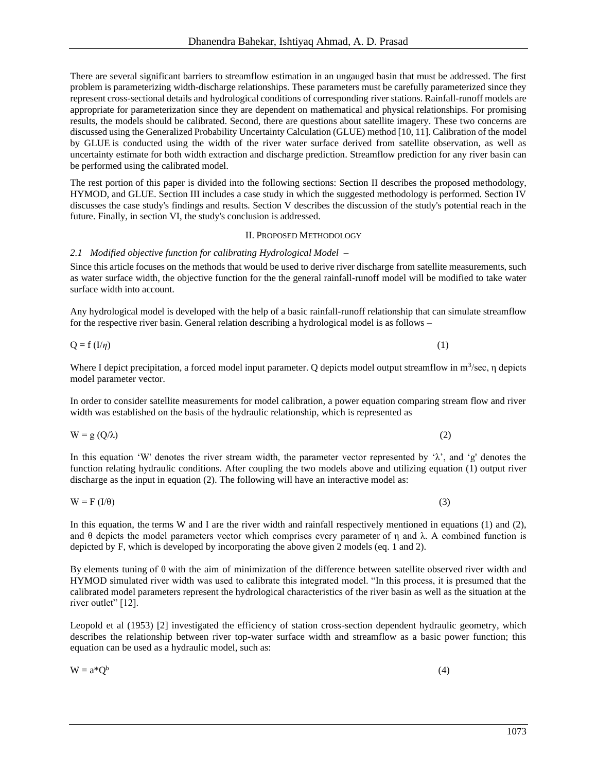There are several significant barriers to streamflow estimation in an ungauged basin that must be addressed. The first problem is parameterizing width-discharge relationships. These parameters must be carefully parameterized since they represent cross-sectional details and hydrological conditions of corresponding river stations. Rainfall-runoff models are appropriate for parameterization since they are dependent on mathematical and physical relationships. For promising results, the models should be calibrated. Second, there are questions about satellite imagery. These two concerns are discussed using the Generalized Probability Uncertainty Calculation (GLUE) method [10, 11]. Calibration of the model by GLUE is conducted using the width of the river water surface derived from satellite observation, as well as uncertainty estimate for both width extraction and discharge prediction. Streamflow prediction for any river basin can be performed using the calibrated model.

The rest portion of this paper is divided into the following sections: Section II describes the proposed methodology, HYMOD, and GLUE. Section III includes a case study in which the suggested methodology is performed. Section IV discusses the case study's findings and results. Section V describes the discussion of the study's potential reach in the future. Finally, in section VI, the study's conclusion is addressed.

## II. Proposed Methodology

### *2.1 Modified objective function for calibrating Hydrological Model –*

Since this article focuses on the methods that would be used to derive river discharge from satellite measurements, such as water surface width, the objective function for the the general rainfall-runoff model will be modified to take water surface width into account.

Any hydrological model is developed with the help of a basic rainfall-runoff relationship that can simulate streamflow for the respective river basin. General relation describing a hydrological model is as follows –

$$Q = f\,(I/\eta) \qquad (1)$$

Where I depict precipitation, a forced model input parameter. Q depicts model output streamflow in $m^3$/sec, η depicts model parameter vector.

In order to consider satellite measurements for model calibration, a power equation comparing stream flow and river width was established on the basis of the hydraulic relationship, which is represented as

$$W = g\,(Q/\lambda) \qquad (2)$$

In this equation 'W' denotes the river stream width, the parameter vector represented by 'λ', and 'g' denotes the function relating hydraulic conditions. After coupling the two models above and utilizing equation (1) output river discharge as the input in equation (2). The following will have an interactive model as:

$$W = F\,(I/\theta) \qquad (3)$$

In this equation, the terms W and I are the river width and rainfall respectively mentioned in equations (1) and (2), and θ depicts the model parameters vector which comprises every parameter of η and λ. A combined function is depicted by F, which is developed by incorporating the above given 2 models (eq. 1 and 2).

By elements tuning of θ with the aim of minimization of the difference between satellite observed river width and HYMOD simulated river width was used to calibrate this integrated model. "In this process, it is presumed that the calibrated model parameters represent the hydrological characteristics of the river basin as well as the situation at the river outlet" [12].

Leopold et al (1953) [2] investigated the efficiency of station cross-section dependent hydraulic geometry, which describes the relationship between river top-water surface width and streamflow as a basic power function; this equation can be used as a hydraulic model, such as:

$$W = a*Q^{b} \qquad (4)$$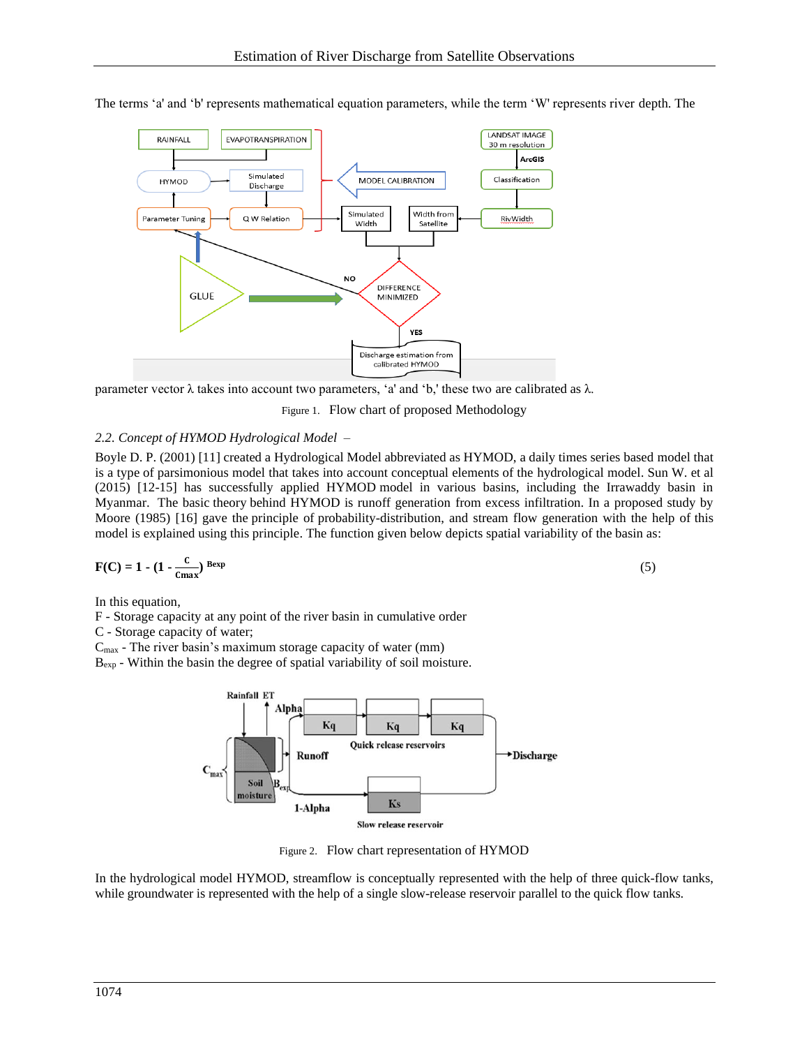The terms 'a' and 'b' represents mathematical equation parameters, while the term 'W' represents river depth. The parameter vector λ takes into account two parameters, 'a' and 'b,' these two are calibrated as λ.

Figure 1. Flow chart of proposed Methodology

*2.2. Concept of HYMOD Hydrological Model –*

Boyle D. P. (2001) [11] created a Hydrological Model abbreviated as HYMOD, a daily times series based model that is a type of parsimonious model that takes into account conceptual elements of the hydrological model. Sun W. et al (2015) [12-15] has successfully applied HYMOD model in various basins, including the Irrawaddy basin in Myanmar. The basic theory behind HYMOD is runoff generation from excess infiltration. In a proposed study by Moore (1985) [16] gave the principle of probability-distribution, and stream flow generation with the help of this model is explained using this principle. The function given below depicts spatial variability of the basin as:

$$F(C) = 1 - \left(1 - \frac{C}{C_{max}}\right)^{B_{exp}} \tag{5}$$

In this equation,
F - Storage capacity at any point of the river basin in cumulative order
C - Storage capacity of water;
$C_{max}$ - The river basin's maximum storage capacity of water (mm)
$B_{exp}$ - Within the basin the degree of spatial variability of soil moisture.

Figure 2. Flow chart representation of HYMOD

In the hydrological model HYMOD, streamflow is conceptually represented with the help of three quick-flow tanks, while groundwater is represented with the help of a single slow-release reservoir parallel to the quick flow tanks.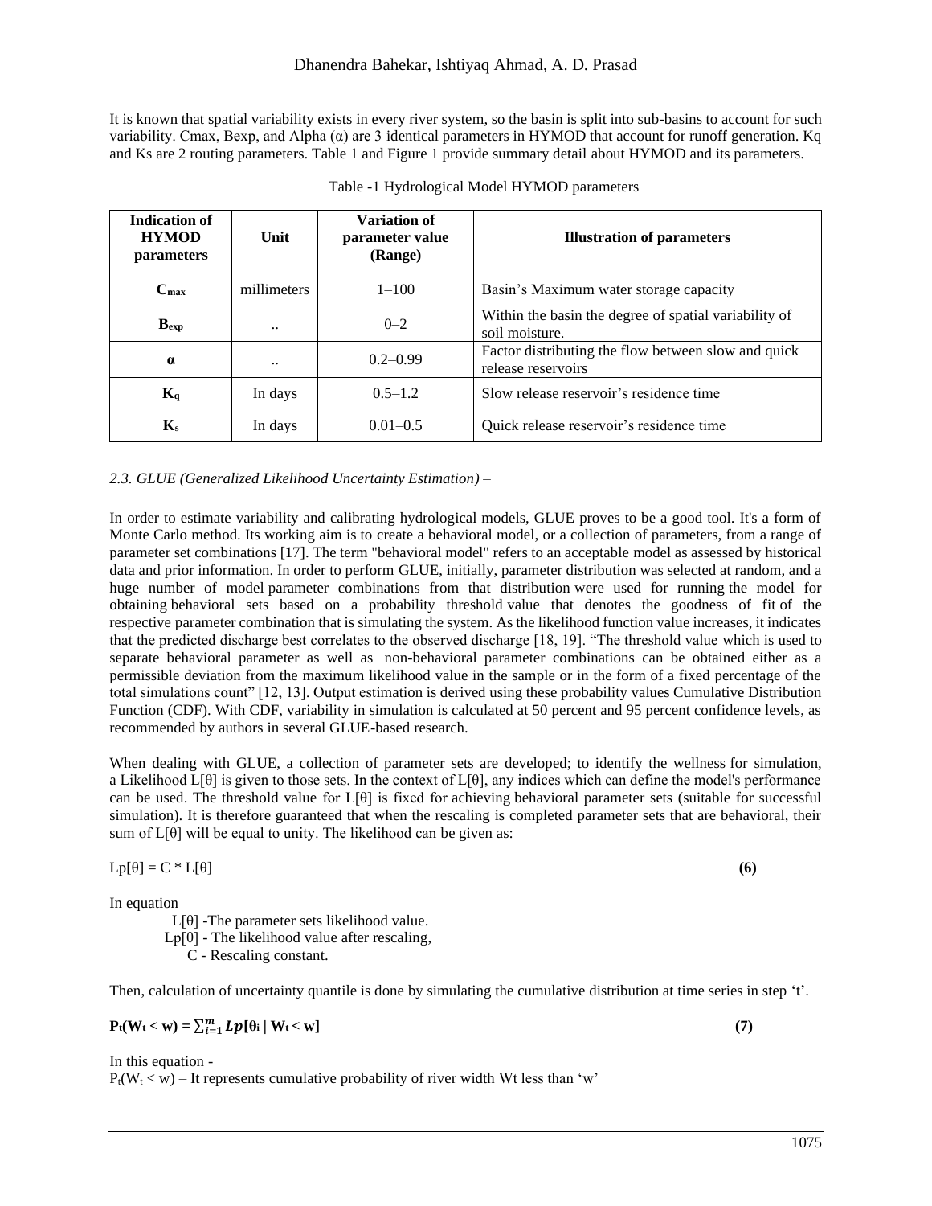It is known that spatial variability exists in every river system, so the basin is split into sub-basins to account for such variability. Cmax, Bexp, and Alpha (α) are 3 identical parameters in HYMOD that account for runoff generation. Kq and Ks are 2 routing parameters. Table 1 and Figure 1 provide summary detail about HYMOD and its parameters.

Table -1 Hydrological Model HYMOD parameters

| Indication of HYMOD parameters | Unit | Variation of parameter value (Range) | Illustration of parameters |
|---|---|---|---|
| $C_{max}$ | millimeters | 1–100 | Basin's Maximum water storage capacity |
| $B_{exp}$ | .. | 0–2 | Within the basin the degree of spatial variability of soil moisture. |
| α | .. | 0.2–0.99 | Factor distributing the flow between slow and quick release reservoirs |
| $K_q$ | In days | 0.5–1.2 | Slow release reservoir's residence time |
| $K_s$ | In days | 0.01–0.5 | Quick release reservoir's residence time |

*2.3. GLUE (Generalized Likelihood Uncertainty Estimation) –*

In order to estimate variability and calibrating hydrological models, GLUE proves to be a good tool. It's a form of Monte Carlo method. Its working aim is to create a behavioral model, or a collection of parameters, from a range of parameter set combinations [17]. The term "behavioral model" refers to an acceptable model as assessed by historical data and prior information. In order to perform GLUE, initially, parameter distribution was selected at random, and a huge number of model parameter combinations from that distribution were used for running the model for obtaining behavioral sets based on a probability threshold value that denotes the goodness of fit of the respective parameter combination that is simulating the system. As the likelihood function value increases, it indicates that the predicted discharge best correlates to the observed discharge [18, 19]. "The threshold value which is used to separate behavioral parameter as well as non-behavioral parameter combinations can be obtained either as a permissible deviation from the maximum likelihood value in the sample or in the form of a fixed percentage of the total simulations count" [12, 13]. Output estimation is derived using these probability values Cumulative Distribution Function (CDF). With CDF, variability in simulation is calculated at 50 percent and 95 percent confidence levels, as recommended by authors in several GLUE-based research.

When dealing with GLUE, a collection of parameter sets are developed; to identify the wellness for simulation, a Likelihood L[θ] is given to those sets. In the context of L[θ], any indices which can define the model's performance can be used. The threshold value for L[θ] is fixed for achieving behavioral parameter sets (suitable for successful simulation). It is therefore guaranteed that when the rescaling is completed parameter sets that are behavioral, their sum of L[θ] will be equal to unity. The likelihood can be given as:

$$Lp[\theta] = C * L[\theta] \quad \textbf{(6)}$$

In equation

L[θ] -The parameter sets likelihood value.
Lp[θ] - The likelihood value after rescaling,
C - Rescaling constant.

Then, calculation of uncertainty quantile is done by simulating the cumulative distribution at time series in step 't'.

$$\mathbf{P_t(W_t < w) = \sum_{i=1}^{m} Lp[\theta_i \mid W_t < w]} \quad \textbf{(7)}$$

In this equation -
$P_t(W_t < w)$ – It represents cumulative probability of river width Wt less than 'w'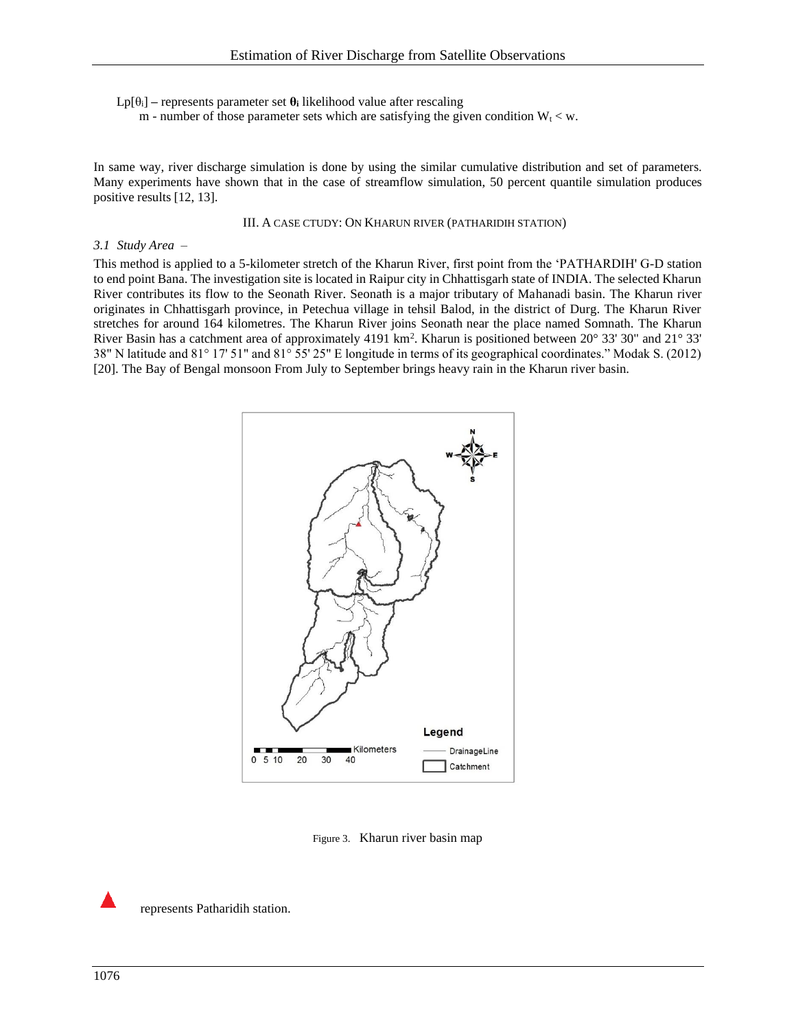$Lp[\theta_i]$ – represents parameter set $\boldsymbol{\theta_i}$ likelihood value after rescaling
m - number of those parameter sets which are satisfying the given condition $W_t < w$.

In same way, river discharge simulation is done by using the similar cumulative distribution and set of parameters. Many experiments have shown that in the case of streamflow simulation, 50 percent quantile simulation produces positive results [12, 13].

## III. A CASE CTUDY: ON KHARUN RIVER (PATHARIDIH STATION)

### *3.1 Study Area* –

This method is applied to a 5-kilometer stretch of the Kharun River, first point from the 'PATHARDIH' G-D station to end point Bana. The investigation site is located in Raipur city in Chhattisgarh state of INDIA. The selected Kharun River contributes its flow to the Seonath River. Seonath is a major tributary of Mahanadi basin. The Kharun river originates in Chhattisgarh province, in Petechua village in tehsil Balod, in the district of Durg. The Kharun River stretches for around 164 kilometres. The Kharun River joins Seonath near the place named Somnath. The Kharun River Basin has a catchment area of approximately 4191 km$^2$. Kharun is positioned between 20° 33' 30" and 21° 33' 38" N latitude and 81° 17' 51" and 81° 55' 25" E longitude in terms of its geographical coordinates." Modak S. (2012) [20]. The Bay of Bengal monsoon From July to September brings heavy rain in the Kharun river basin.

Figure 3. Kharun river basin map

▲ represents Patharidih station.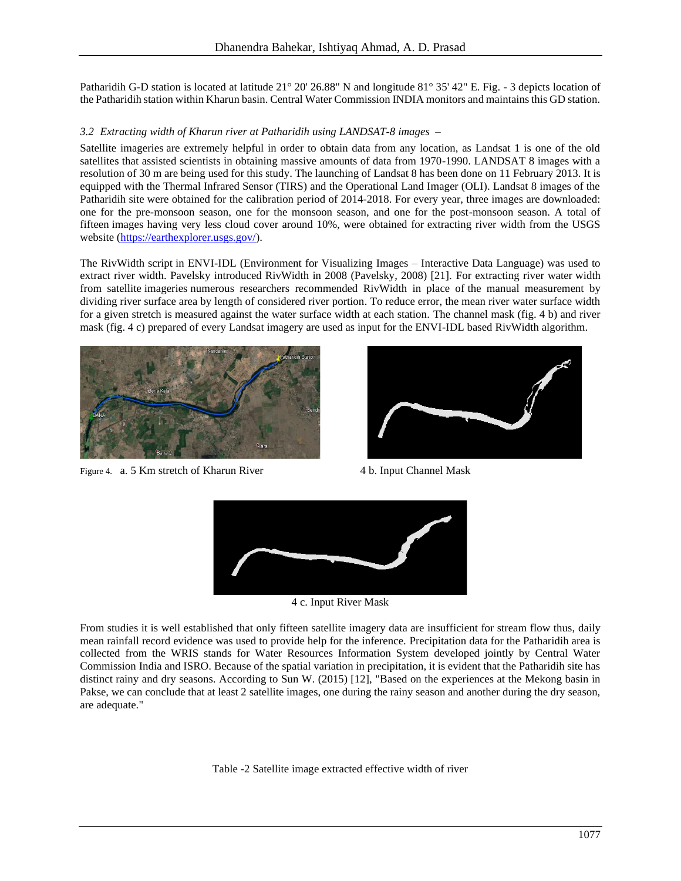Patharidih G-D station is located at latitude 21° 20' 26.88" N and longitude 81° 35' 42" E. Fig. - 3 depicts location of the Patharidih station within Kharun basin. Central Water Commission INDIA monitors and maintains this GD station.

### *3.2 Extracting width of Kharun river at Patharidih using LANDSAT-8 images –*

Satellite imageries are extremely helpful in order to obtain data from any location, as Landsat 1 is one of the old satellites that assisted scientists in obtaining massive amounts of data from 1970-1990. LANDSAT 8 images with a resolution of 30 m are being used for this study. The launching of Landsat 8 has been done on 11 February 2013. It is equipped with the Thermal Infrared Sensor (TIRS) and the Operational Land Imager (OLI). Landsat 8 images of the Patharidih site were obtained for the calibration period of 2014-2018. For every year, three images are downloaded: one for the pre-monsoon season, one for the monsoon season, and one for the post-monsoon season. A total of fifteen images having very less cloud cover around 10%, were obtained for extracting river width from the USGS website (https://earthexplorer.usgs.gov/).

The RivWidth script in ENVI-IDL (Environment for Visualizing Images – Interactive Data Language) was used to extract river width. Pavelsky introduced RivWidth in 2008 (Pavelsky, 2008) [21]. For extracting river water width from satellite imageries numerous researchers recommended RivWidth in place of the manual measurement by dividing river surface area by length of considered river portion. To reduce error, the mean river water surface width for a given stretch is measured against the water surface width at each station. The channel mask (fig. 4 b) and river mask (fig. 4 c) prepared of every Landsat imagery are used as input for the ENVI-IDL based RivWidth algorithm.

Figure 4. a. 5 Km stretch of Kharun River

4 b. Input Channel Mask

4 c. Input River Mask

From studies it is well established that only fifteen satellite imagery data are insufficient for stream flow thus, daily mean rainfall record evidence was used to provide help for the inference. Precipitation data for the Patharidih area is collected from the WRIS stands for Water Resources Information System developed jointly by Central Water Commission India and ISRO. Because of the spatial variation in precipitation, it is evident that the Patharidih site has distinct rainy and dry seasons. According to Sun W. (2015) [12], "Based on the experiences at the Mekong basin in Pakse, we can conclude that at least 2 satellite images, one during the rainy season and another during the dry season, are adequate."

Table -2 Satellite image extracted effective width of river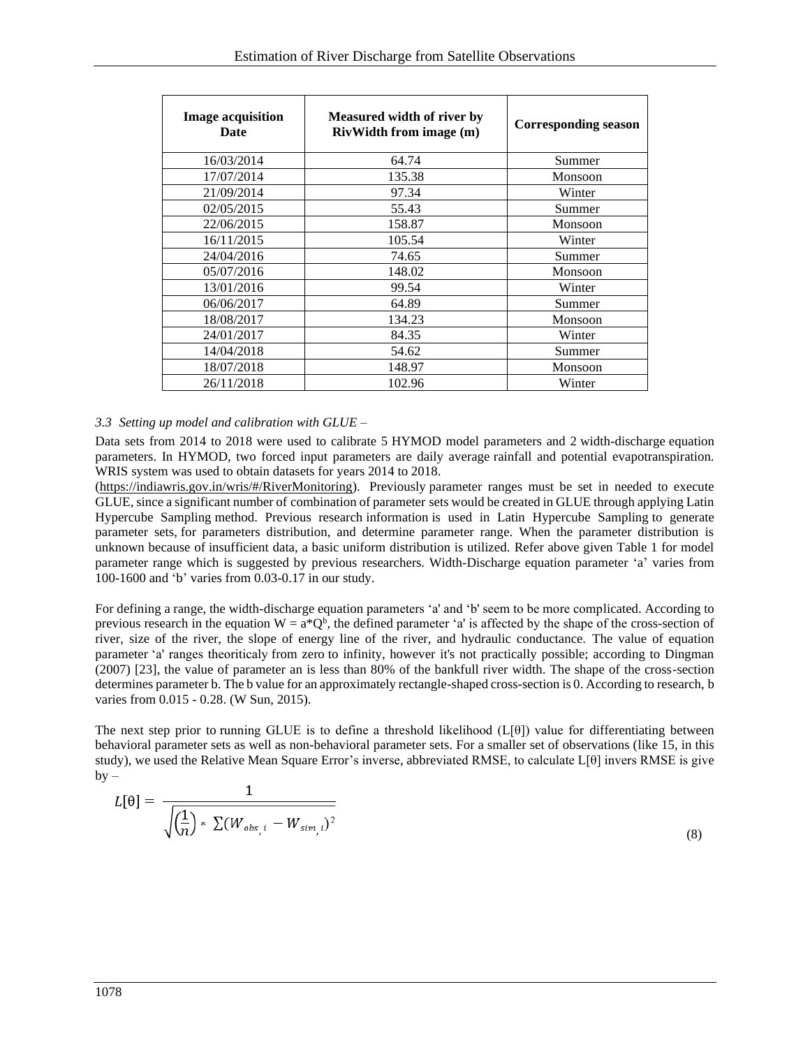| Image acquisition Date | Measured width of river by RivWidth from image (m) | Corresponding season |
|---|---|---|
| 16/03/2014 | 64.74 | Summer |
| 17/07/2014 | 135.38 | Monsoon |
| 21/09/2014 | 97.34 | Winter |
| 02/05/2015 | 55.43 | Summer |
| 22/06/2015 | 158.87 | Monsoon |
| 16/11/2015 | 105.54 | Winter |
| 24/04/2016 | 74.65 | Summer |
| 05/07/2016 | 148.02 | Monsoon |
| 13/01/2016 | 99.54 | Winter |
| 06/06/2017 | 64.89 | Summer |
| 18/08/2017 | 134.23 | Monsoon |
| 24/01/2017 | 84.35 | Winter |
| 14/04/2018 | 54.62 | Summer |
| 18/07/2018 | 148.97 | Monsoon |
| 26/11/2018 | 102.96 | Winter |

### *3.3 Setting up model and calibration with GLUE –*

Data sets from 2014 to 2018 were used to calibrate 5 HYMOD model parameters and 2 width-discharge equation parameters. In HYMOD, two forced input parameters are daily average rainfall and potential evapotranspiration. WRIS system was used to obtain datasets for years 2014 to 2018. (https://indiawris.gov.in/wris/#/RiverMonitoring). Previously parameter ranges must be set in needed to execute GLUE, since a significant number of combination of parameter sets would be created in GLUE through applying Latin Hypercube Sampling method. Previous research information is used in Latin Hypercube Sampling to generate parameter sets, for parameters distribution, and determine parameter range. When the parameter distribution is unknown because of insufficient data, a basic uniform distribution is utilized. Refer above given Table 1 for model parameter range which is suggested by previous researchers. Width-Discharge equation parameter 'a' varies from 100-1600 and 'b' varies from 0.03-0.17 in our study.

For defining a range, the width-discharge equation parameters 'a' and 'b' seem to be more complicated. According to previous research in the equation $W = a*Q^b$, the defined parameter 'a' is affected by the shape of the cross-section of river, size of the river, the slope of energy line of the river, and hydraulic conductance. The value of equation parameter 'a' ranges theoriticaly from zero to infinity, however it's not practically possible; according to Dingman (2007) [23], the value of parameter an is less than 80% of the bankfull river width. The shape of the cross-section determines parameter b. The b value for an approximately rectangle-shaped cross-section is 0. According to research, b varies from 0.015 - 0.28. (W Sun, 2015).

The next step prior to running GLUE is to define a threshold likelihood (L[θ]) value for differentiating between behavioral parameter sets as well as non-behavioral parameter sets. For a smaller set of observations (like 15, in this study), we used the Relative Mean Square Error's inverse, abbreviated RMSE, to calculate L[θ] invers RMSE is give by –

$$L[\theta] = \frac{1}{\sqrt{\left(\frac{1}{n}\right) * \sum (W_{obs,i} - W_{sim,i})^2}} \tag{8}$$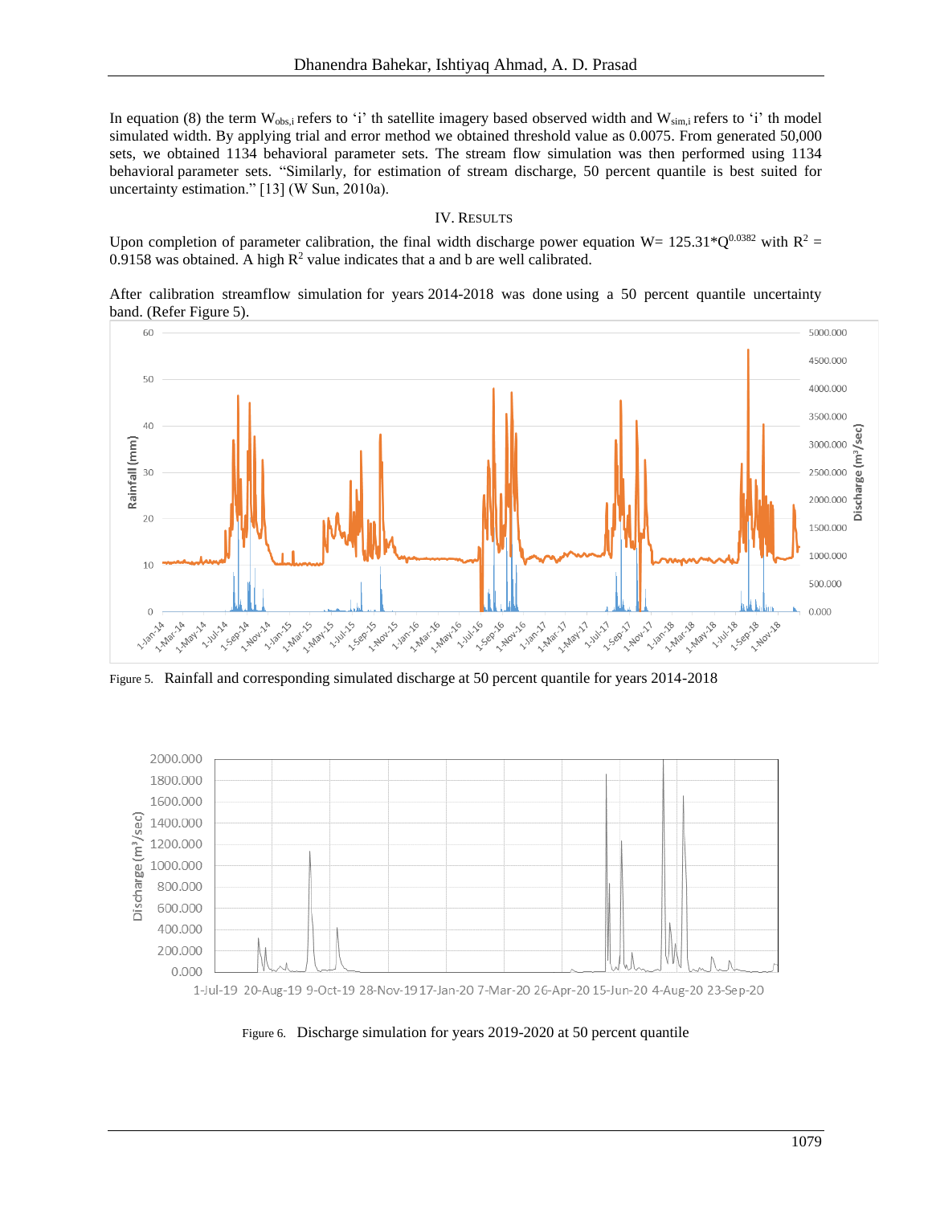In equation (8) the term $W_{obs,i}$ refers to 'i' th satellite imagery based observed width and $W_{sim,i}$ refers to 'i' th model simulated width. By applying trial and error method we obtained threshold value as 0.0075. From generated 50,000 sets, we obtained 1134 behavioral parameter sets. The stream flow simulation was then performed using 1134 behavioral parameter sets. "Similarly, for estimation of stream discharge, 50 percent quantile is best suited for uncertainty estimation." [13] (W Sun, 2010a).

## IV. Results

Upon completion of parameter calibration, the final width discharge power equation $W = 125.31*Q^{0.0382}$ with $R^2 = 0.9158$ was obtained. A high $R^2$ value indicates that a and b are well calibrated.

After calibration streamflow simulation for years 2014-2018 was done using a 50 percent quantile uncertainty band. (Refer Figure 5).

Figure 5. Rainfall and corresponding simulated discharge at 50 percent quantile for years 2014-2018

Figure 6. Discharge simulation for years 2019-2020 at 50 percent quantile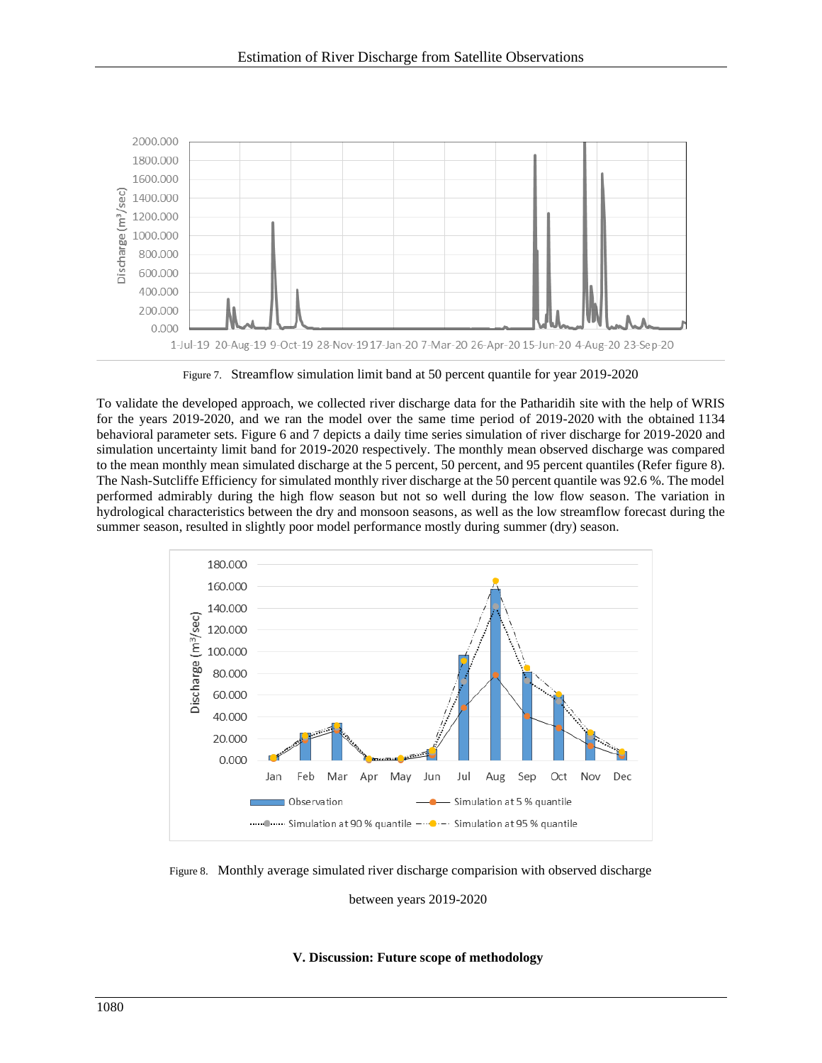Figure 7. Streamflow simulation limit band at 50 percent quantile for year 2019-2020

To validate the developed approach, we collected river discharge data for the Patharidih site with the help of WRIS for the years 2019-2020, and we ran the model over the same time period of 2019-2020 with the obtained 1134 behavioral parameter sets. Figure 6 and 7 depicts a daily time series simulation of river discharge for 2019-2020 and simulation uncertainty limit band for 2019-2020 respectively. The monthly mean observed discharge was compared to the mean monthly mean simulated discharge at the 5 percent, 50 percent, and 95 percent quantiles (Refer figure 8). The Nash-Sutcliffe Efficiency for simulated monthly river discharge at the 50 percent quantile was 92.6 %. The model performed admirably during the high flow season but not so well during the low flow season. The variation in hydrological characteristics between the dry and monsoon seasons, as well as the low streamflow forecast during the summer season, resulted in slightly poor model performance mostly during summer (dry) season.

Figure 8. Monthly average simulated river discharge comparision with observed discharge between years 2019-2020

### V. Discussion: Future scope of methodology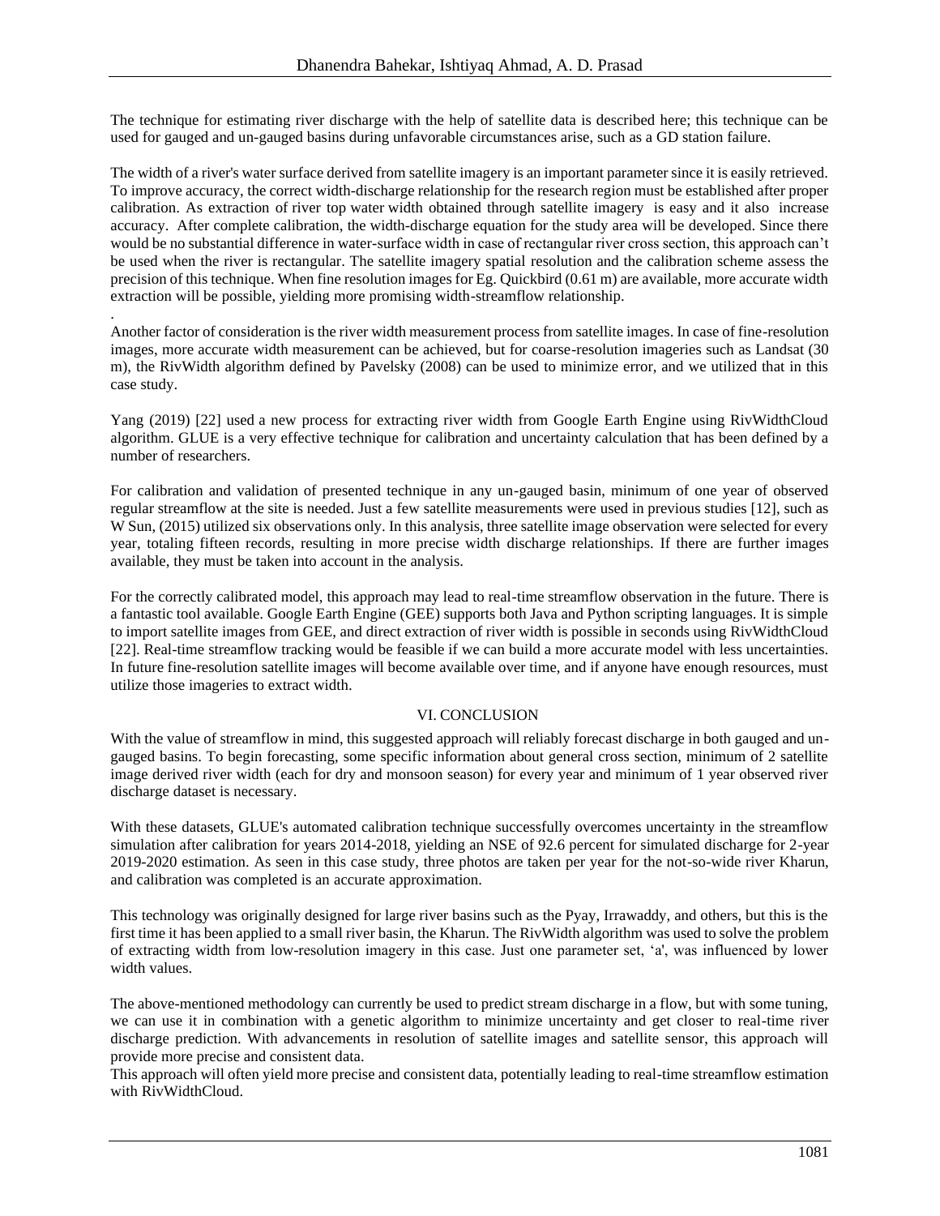The technique for estimating river discharge with the help of satellite data is described here; this technique can be used for gauged and un-gauged basins during unfavorable circumstances arise, such as a GD station failure.

The width of a river's water surface derived from satellite imagery is an important parameter since it is easily retrieved. To improve accuracy, the correct width-discharge relationship for the research region must be established after proper calibration. As extraction of river top water width obtained through satellite imagery is easy and it also increase accuracy. After complete calibration, the width-discharge equation for the study area will be developed. Since there would be no substantial difference in water-surface width in case of rectangular river cross section, this approach can't be used when the river is rectangular. The satellite imagery spatial resolution and the calibration scheme assess the precision of this technique. When fine resolution images for Eg. Quickbird (0.61 m) are available, more accurate width extraction will be possible, yielding more promising width-streamflow relationship.

.

Another factor of consideration is the river width measurement process from satellite images. In case of fine-resolution images, more accurate width measurement can be achieved, but for coarse-resolution imageries such as Landsat (30 m), the RivWidth algorithm defined by Pavelsky (2008) can be used to minimize error, and we utilized that in this case study.

Yang (2019) [22] used a new process for extracting river width from Google Earth Engine using RivWidthCloud algorithm. GLUE is a very effective technique for calibration and uncertainty calculation that has been defined by a number of researchers.

For calibration and validation of presented technique in any un-gauged basin, minimum of one year of observed regular streamflow at the site is needed. Just a few satellite measurements were used in previous studies [12], such as W Sun, (2015) utilized six observations only. In this analysis, three satellite image observation were selected for every year, totaling fifteen records, resulting in more precise width discharge relationships. If there are further images available, they must be taken into account in the analysis.

For the correctly calibrated model, this approach may lead to real-time streamflow observation in the future. There is a fantastic tool available. Google Earth Engine (GEE) supports both Java and Python scripting languages. It is simple to import satellite images from GEE, and direct extraction of river width is possible in seconds using RivWidthCloud [22]. Real-time streamflow tracking would be feasible if we can build a more accurate model with less uncertainties. In future fine-resolution satellite images will become available over time, and if anyone have enough resources, must utilize those imageries to extract width.

## VI. CONCLUSION

With the value of streamflow in mind, this suggested approach will reliably forecast discharge in both gauged and un-gauged basins. To begin forecasting, some specific information about general cross section, minimum of 2 satellite image derived river width (each for dry and monsoon season) for every year and minimum of 1 year observed river discharge dataset is necessary.

With these datasets, GLUE's automated calibration technique successfully overcomes uncertainty in the streamflow simulation after calibration for years 2014-2018, yielding an NSE of 92.6 percent for simulated discharge for 2-year 2019-2020 estimation. As seen in this case study, three photos are taken per year for the not-so-wide river Kharun, and calibration was completed is an accurate approximation.

This technology was originally designed for large river basins such as the Pyay, Irrawaddy, and others, but this is the first time it has been applied to a small river basin, the Kharun. The RivWidth algorithm was used to solve the problem of extracting width from low-resolution imagery in this case. Just one parameter set, 'a', was influenced by lower width values.

The above-mentioned methodology can currently be used to predict stream discharge in a flow, but with some tuning, we can use it in combination with a genetic algorithm to minimize uncertainty and get closer to real-time river discharge prediction. With advancements in resolution of satellite images and satellite sensor, this approach will provide more precise and consistent data.

This approach will often yield more precise and consistent data, potentially leading to real-time streamflow estimation with RivWidthCloud.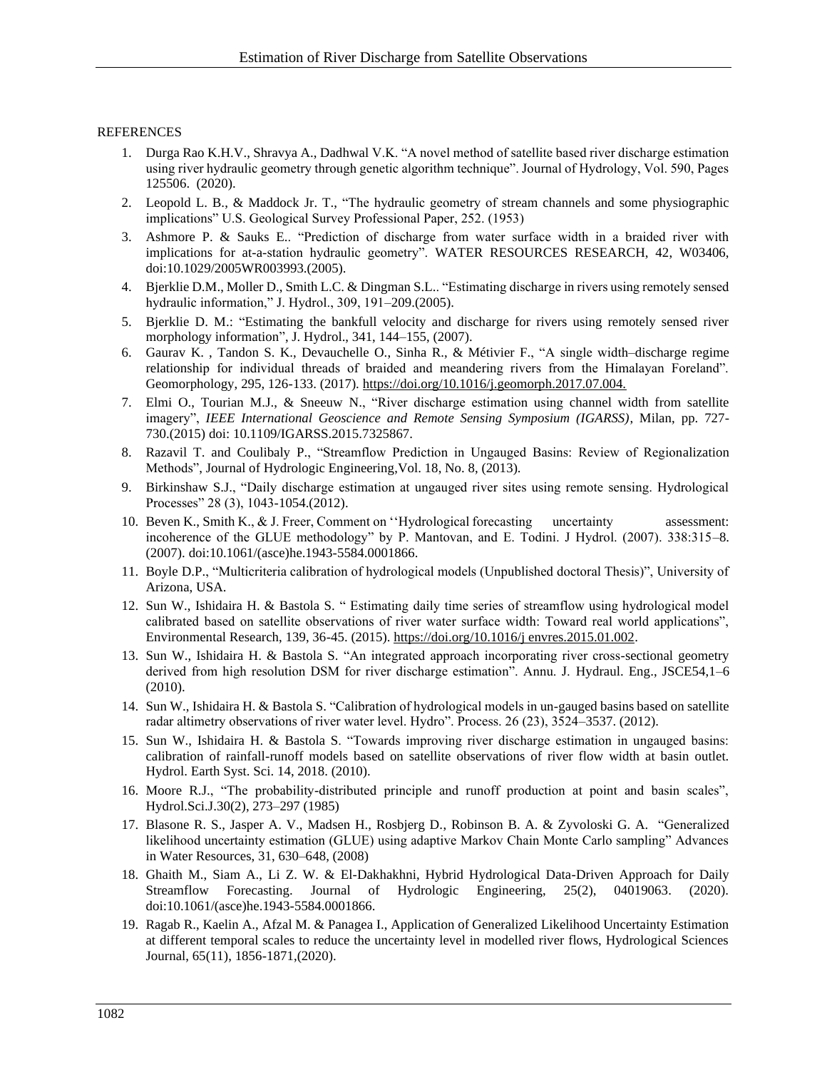REFERENCES

1. Durga Rao K.H.V., Shravya A., Dadhwal V.K. "A novel method of satellite based river discharge estimation using river hydraulic geometry through genetic algorithm technique". Journal of Hydrology, Vol. 590, Pages 125506. (2020).
2. Leopold L. B., & Maddock Jr. T., "The hydraulic geometry of stream channels and some physiographic implications" U.S. Geological Survey Professional Paper, 252. (1953)
3. Ashmore P. & Sauks E.. "Prediction of discharge from water surface width in a braided river with implications for at-a-station hydraulic geometry". WATER RESOURCES RESEARCH, 42, W03406, doi:10.1029/2005WR003993.(2005).
4. Bjerklie D.M., Moller D., Smith L.C. & Dingman S.L.. "Estimating discharge in rivers using remotely sensed hydraulic information," J. Hydrol., 309, 191–209.(2005).
5. Bjerklie D. M.: "Estimating the bankfull velocity and discharge for rivers using remotely sensed river morphology information", J. Hydrol., 341, 144–155, (2007).
6. Gaurav K. , Tandon S. K., Devauchelle O., Sinha R., & Métivier F., "A single width–discharge regime relationship for individual threads of braided and meandering rivers from the Himalayan Foreland". Geomorphology, 295, 126-133. (2017). https://doi.org/10.1016/j.geomorph.2017.07.004.
7. Elmi O., Tourian M.J., & Sneeuw N., "River discharge estimation using channel width from satellite imagery", *IEEE International Geoscience and Remote Sensing Symposium (IGARSS)*, Milan, pp. 727-730.(2015) doi: 10.1109/IGARSS.2015.7325867.
8. Razavil T. and Coulibaly P., "Streamflow Prediction in Ungauged Basins: Review of Regionalization Methods", Journal of Hydrologic Engineering,Vol. 18, No. 8, (2013).
9. Birkinshaw S.J., "Daily discharge estimation at ungauged river sites using remote sensing. Hydrological Processes" 28 (3), 1043-1054.(2012).
10. Beven K., Smith K., & J. Freer, Comment on ''Hydrological forecasting uncertainty assessment: incoherence of the GLUE methodology" by P. Mantovan, and E. Todini. J Hydrol. (2007). 338:315–8. (2007). doi:10.1061/(asce)he.1943-5584.0001866.
11. Boyle D.P., "Multicriteria calibration of hydrological models (Unpublished doctoral Thesis)", University of Arizona, USA.
12. Sun W., Ishidaira H. & Bastola S. " Estimating daily time series of streamflow using hydrological model calibrated based on satellite observations of river water surface width: Toward real world applications", Environmental Research, 139, 36-45. (2015). https://doi.org/10.1016/j envres.2015.01.002.
13. Sun W., Ishidaira H. & Bastola S. "An integrated approach incorporating river cross-sectional geometry derived from high resolution DSM for river discharge estimation". Annu. J. Hydraul. Eng., JSCE54,1–6 (2010).
14. Sun W., Ishidaira H. & Bastola S. "Calibration of hydrological models in un-gauged basins based on satellite radar altimetry observations of river water level. Hydro". Process. 26 (23), 3524–3537. (2012).
15. Sun W., Ishidaira H. & Bastola S. "Towards improving river discharge estimation in ungauged basins: calibration of rainfall-runoff models based on satellite observations of river flow width at basin outlet. Hydrol. Earth Syst. Sci. 14, 2018. (2010).
16. Moore R.J., "The probability-distributed principle and runoff production at point and basin scales", Hydrol.Sci.J.30(2), 273–297 (1985)
17. Blasone R. S., Jasper A. V., Madsen H., Rosbjerg D., Robinson B. A. & Zyvoloski G. A. "Generalized likelihood uncertainty estimation (GLUE) using adaptive Markov Chain Monte Carlo sampling" Advances in Water Resources, 31, 630–648, (2008)
18. Ghaith M., Siam A., Li Z. W. & El-Dakhakhni, Hybrid Hydrological Data-Driven Approach for Daily Streamflow Forecasting. Journal of Hydrologic Engineering, 25(2), 04019063. (2020). doi:10.1061/(asce)he.1943-5584.0001866.
19. Ragab R., Kaelin A., Afzal M. & Panagea I., Application of Generalized Likelihood Uncertainty Estimation at different temporal scales to reduce the uncertainty level in modelled river flows, Hydrological Sciences Journal, 65(11), 1856-1871,(2020).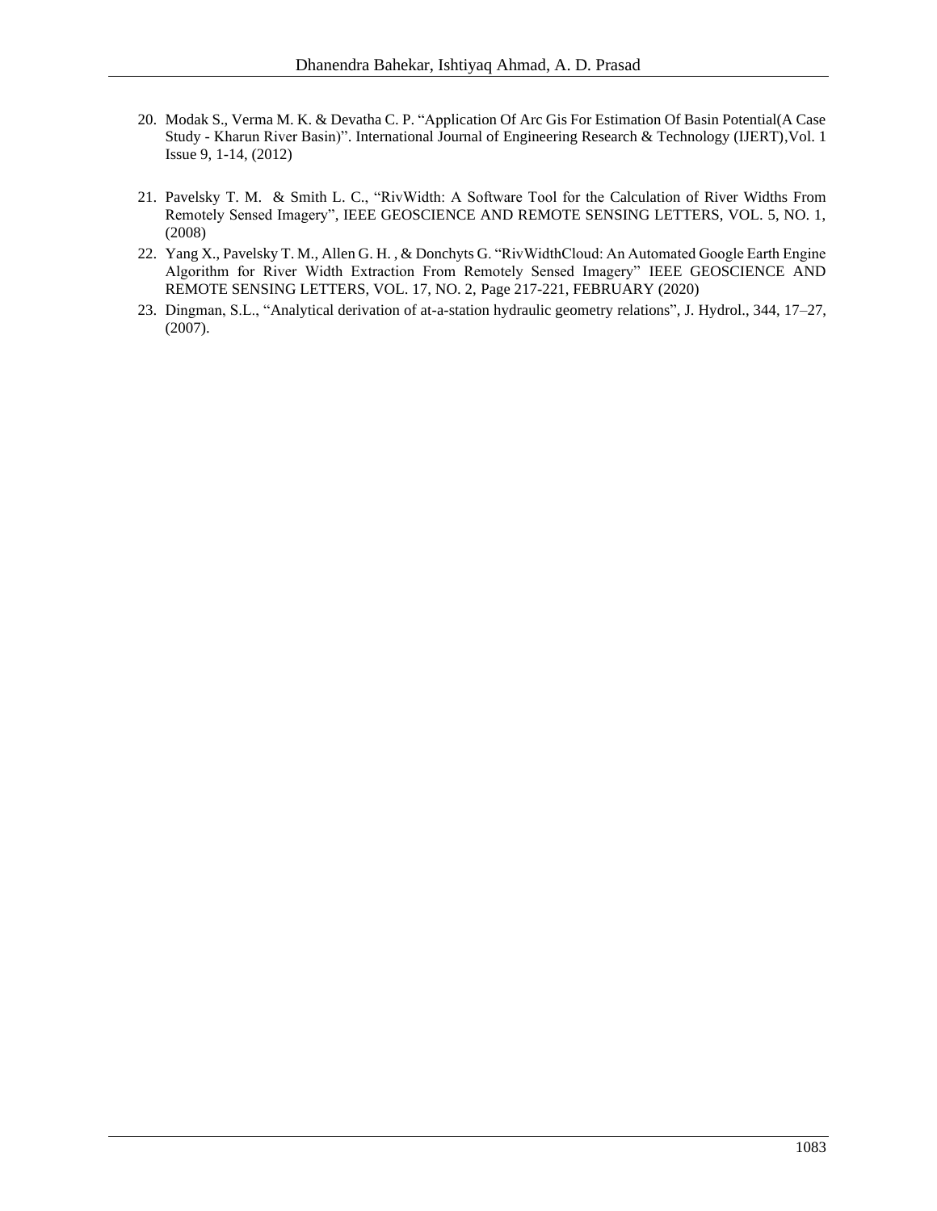20. Modak S., Verma M. K. & Devatha C. P. "Application Of Arc Gis For Estimation Of Basin Potential(A Case Study - Kharun River Basin)". International Journal of Engineering Research & Technology (IJERT),Vol. 1 Issue 9, 1-14, (2012)

21. Pavelsky T. M. & Smith L. C., "RivWidth: A Software Tool for the Calculation of River Widths From Remotely Sensed Imagery", IEEE GEOSCIENCE AND REMOTE SENSING LETTERS, VOL. 5, NO. 1, (2008)

22. Yang X., Pavelsky T. M., Allen G. H. , & Donchyts G. "RivWidthCloud: An Automated Google Earth Engine Algorithm for River Width Extraction From Remotely Sensed Imagery" IEEE GEOSCIENCE AND REMOTE SENSING LETTERS, VOL. 17, NO. 2, Page 217-221, FEBRUARY (2020)

23. Dingman, S.L., "Analytical derivation of at-a-station hydraulic geometry relations", J. Hydrol., 344, 17–27, (2007).